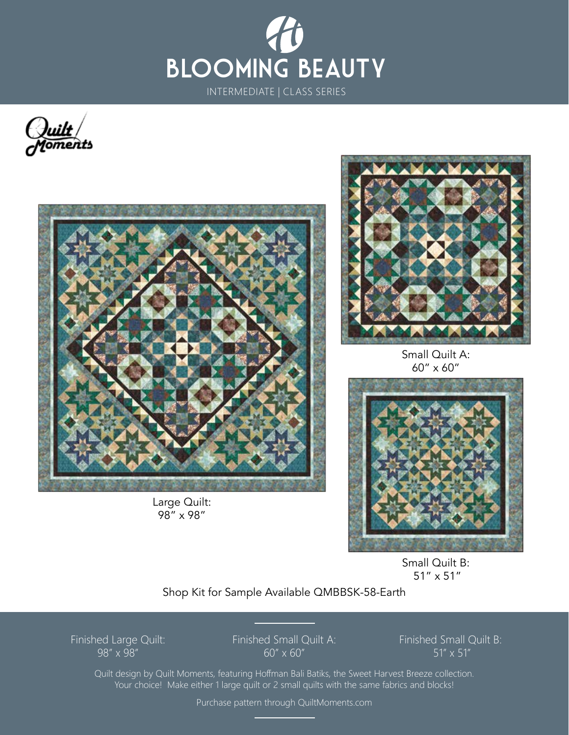# BLOOMING BEAUTY

INTERMEDIATE | CLASS SERIES

Quilt Moments

Large Quilt:
98″ x 98″

Small Quilt A:
60″ x 60″

Small Quilt B:
51″ x 51″

Shop Kit for Sample Available QMBBSK-58-Earth

Finished Large Quilt:
98″ x 98″

Finished Small Quilt A:
60″ x 60″

Finished Small Quilt B:
51″ x 51″

Quilt design by Quilt Moments, featuring Hoffman Bali Batiks, the Sweet Harvest Breeze collection.
Your choice! Make either 1 large quilt or 2 small quilts with the same fabrics and blocks!

Purchase pattern through QuiltMoments.com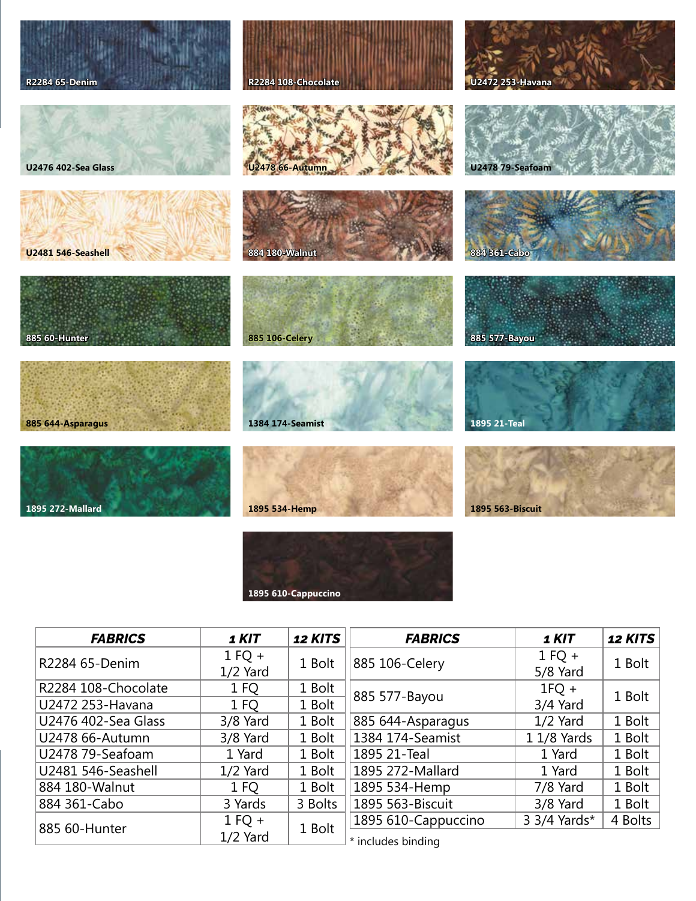R2284 65-Denim

R2284 108-Chocolate

U2472 253-Havana

U2476 402-Sea Glass

U2478 66-Autumn

U2478 79-Seafoam

U2481 546-Seashell

884 180-Walnut

884 361-Cabo

885 60-Hunter

885 106-Celery

885 577-Bayou

885 644-Asparagus

1384 174-Seamist

1895 21-Teal

1895 272-Mallard

1895 534-Hemp

1895 563-Biscuit

1895 610-Cappuccino

| *FABRICS* | *1 KIT* | *12 KITS* |
|---|---|---|
| R2284 65-Denim | 1 FQ + 1/2 Yard | 1 Bolt |
| R2284 108-Chocolate | 1 FQ | 1 Bolt |
| U2472 253-Havana | 1 FQ | 1 Bolt |
| U2476 402-Sea Glass | 3/8 Yard | 1 Bolt |
| U2478 66-Autumn | 3/8 Yard | 1 Bolt |
| U2478 79-Seafoam | 1 Yard | 1 Bolt |
| U2481 546-Seashell | 1/2 Yard | 1 Bolt |
| 884 180-Walnut | 1 FQ | 1 Bolt |
| 884 361-Cabo | 3 Yards | 3 Bolts |
| 885 60-Hunter | 1 FQ + 1/2 Yard | 1 Bolt |

| *FABRICS* | *1 KIT* | *12 KITS* |
|---|---|---|
| 885 106-Celery | 1 FQ + 5/8 Yard | 1 Bolt |
| 885 577-Bayou | 1FQ + 3/4 Yard | 1 Bolt |
| 885 644-Asparagus | 1/2 Yard | 1 Bolt |
| 1384 174-Seamist | 1 1/8 Yards | 1 Bolt |
| 1895 21-Teal | 1 Yard | 1 Bolt |
| 1895 272-Mallard | 1 Yard | 1 Bolt |
| 1895 534-Hemp | 7/8 Yard | 1 Bolt |
| 1895 563-Biscuit | 3/8 Yard | 1 Bolt |
| 1895 610-Cappuccino | 3 3/4 Yards* | 4 Bolts |

* includes binding